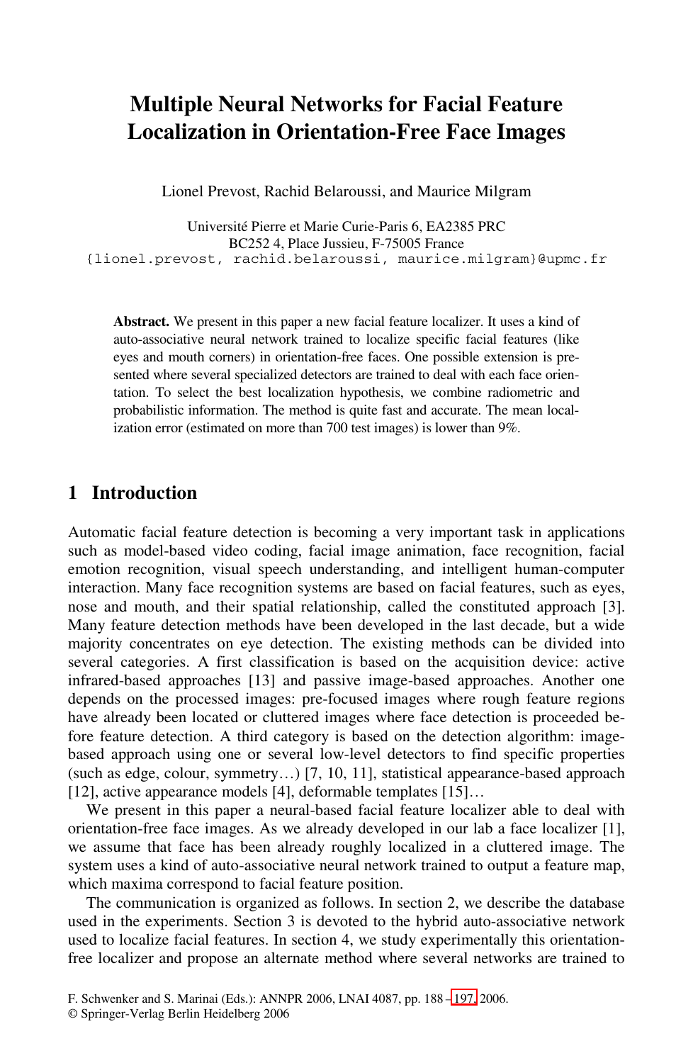# Multiple Neural Networks for Facial Feature Localization in Orientation-Free Face Images

Lionel Prevost, Rachid Belaroussi, and Maurice Milgram

Université Pierre et Marie Curie-Paris 6, EA2385 PRC
BC252 4, Place Jussieu, F-75005 France
{lionel.prevost, rachid.belaroussi, maurice.milgram}@upmc.fr

**Abstract.** We present in this paper a new facial feature localizer. It uses a kind of auto-associative neural network trained to localize specific facial features (like eyes and mouth corners) in orientation-free faces. One possible extension is presented where several specialized detectors are trained to deal with each face orientation. To select the best localization hypothesis, we combine radiometric and probabilistic information. The method is quite fast and accurate. The mean localization error (estimated on more than 700 test images) is lower than 9%.

## 1 Introduction

Automatic facial feature detection is becoming a very important task in applications such as model-based video coding, facial image animation, face recognition, facial emotion recognition, visual speech understanding, and intelligent human-computer interaction. Many face recognition systems are based on facial features, such as eyes, nose and mouth, and their spatial relationship, called the constituted approach [3]. Many feature detection methods have been developed in the last decade, but a wide majority concentrates on eye detection. The existing methods can be divided into several categories. A first classification is based on the acquisition device: active infrared-based approaches [13] and passive image-based approaches. Another one depends on the processed images: pre-focused images where rough feature regions have already been located or cluttered images where face detection is proceeded before feature detection. A third category is based on the detection algorithm: image-based approach using one or several low-level detectors to find specific properties (such as edge, colour, symmetry…) [7, 10, 11], statistical appearance-based approach [12], active appearance models [4], deformable templates [15]…

We present in this paper a neural-based facial feature localizer able to deal with orientation-free face images. As we already developed in our lab a face localizer [1], we assume that face has been already roughly localized in a cluttered image. The system uses a kind of auto-associative neural network trained to output a feature map, which maxima correspond to facial feature position.

The communication is organized as follows. In section 2, we describe the database used in the experiments. Section 3 is devoted to the hybrid auto-associative network used to localize facial features. In section 4, we study experimentally this orientation-free localizer and propose an alternate method where several networks are trained to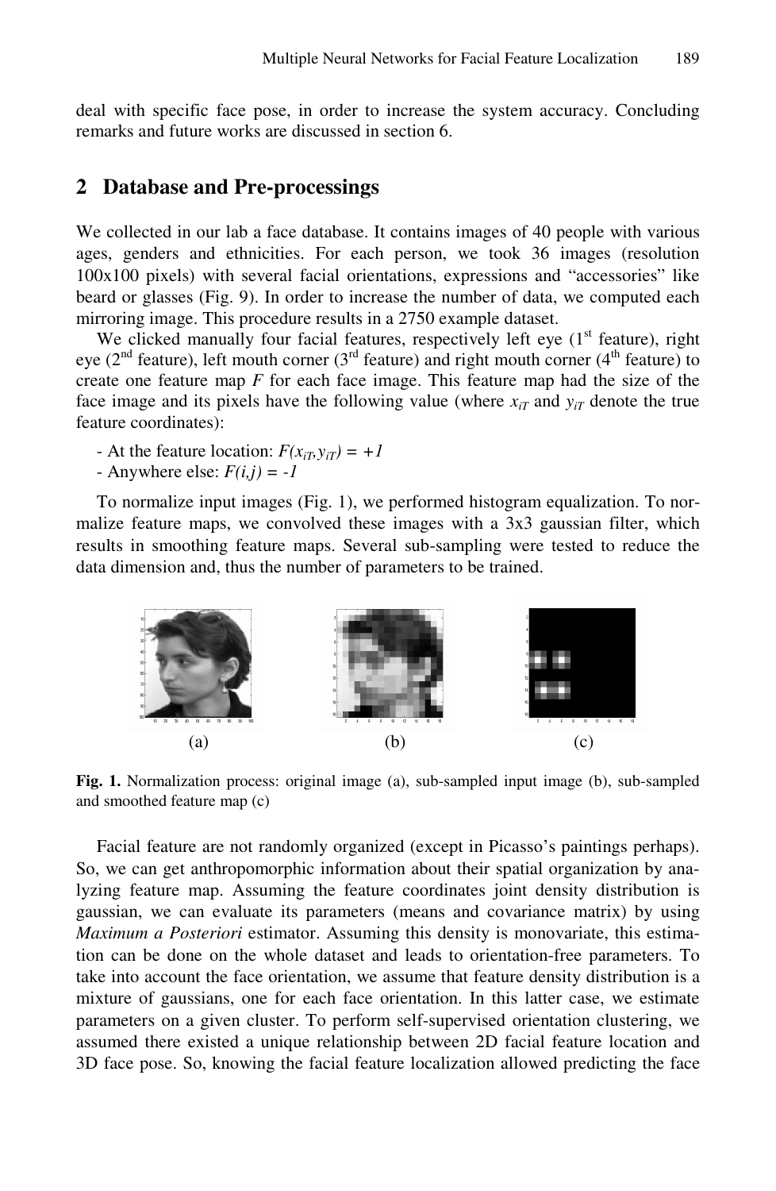deal with specific face pose, in order to increase the system accuracy. Concluding remarks and future works are discussed in section 6.

## 2 Database and Pre-processings

We collected in our lab a face database. It contains images of 40 people with various ages, genders and ethnicities. For each person, we took 36 images (resolution 100x100 pixels) with several facial orientations, expressions and "accessories" like beard or glasses (Fig. 9). In order to increase the number of data, we computed each mirroring image. This procedure results in a 2750 example dataset.

We clicked manually four facial features, respectively left eye (1st feature), right eye (2nd feature), left mouth corner (3rd feature) and right mouth corner (4th feature) to create one feature map $F$ for each face image. This feature map had the size of the face image and its pixels have the following value (where $x_{iT}$ and $y_{iT}$ denote the true feature coordinates):

- At the feature location: $F(x_{iT}, y_{iT}) = +1$
- Anywhere else: $F(i,j) = -1$

To normalize input images (Fig. 1), we performed histogram equalization. To normalize feature maps, we convolved these images with a 3x3 gaussian filter, which results in smoothing feature maps. Several sub-sampling were tested to reduce the data dimension and, thus the number of parameters to be trained.

(a) (b) (c)

**Fig. 1.** Normalization process: original image (a), sub-sampled input image (b), sub-sampled and smoothed feature map (c)

Facial feature are not randomly organized (except in Picasso's paintings perhaps). So, we can get anthropomorphic information about their spatial organization by analyzing feature map. Assuming the feature coordinates joint density distribution is gaussian, we can evaluate its parameters (means and covariance matrix) by using *Maximum a Posteriori* estimator. Assuming this density is monovariate, this estimation can be done on the whole dataset and leads to orientation-free parameters. To take into account the face orientation, we assume that feature density distribution is a mixture of gaussians, one for each face orientation. In this latter case, we estimate parameters on a given cluster. To perform self-supervised orientation clustering, we assumed there existed a unique relationship between 2D facial feature location and 3D face pose. So, knowing the facial feature localization allowed predicting the face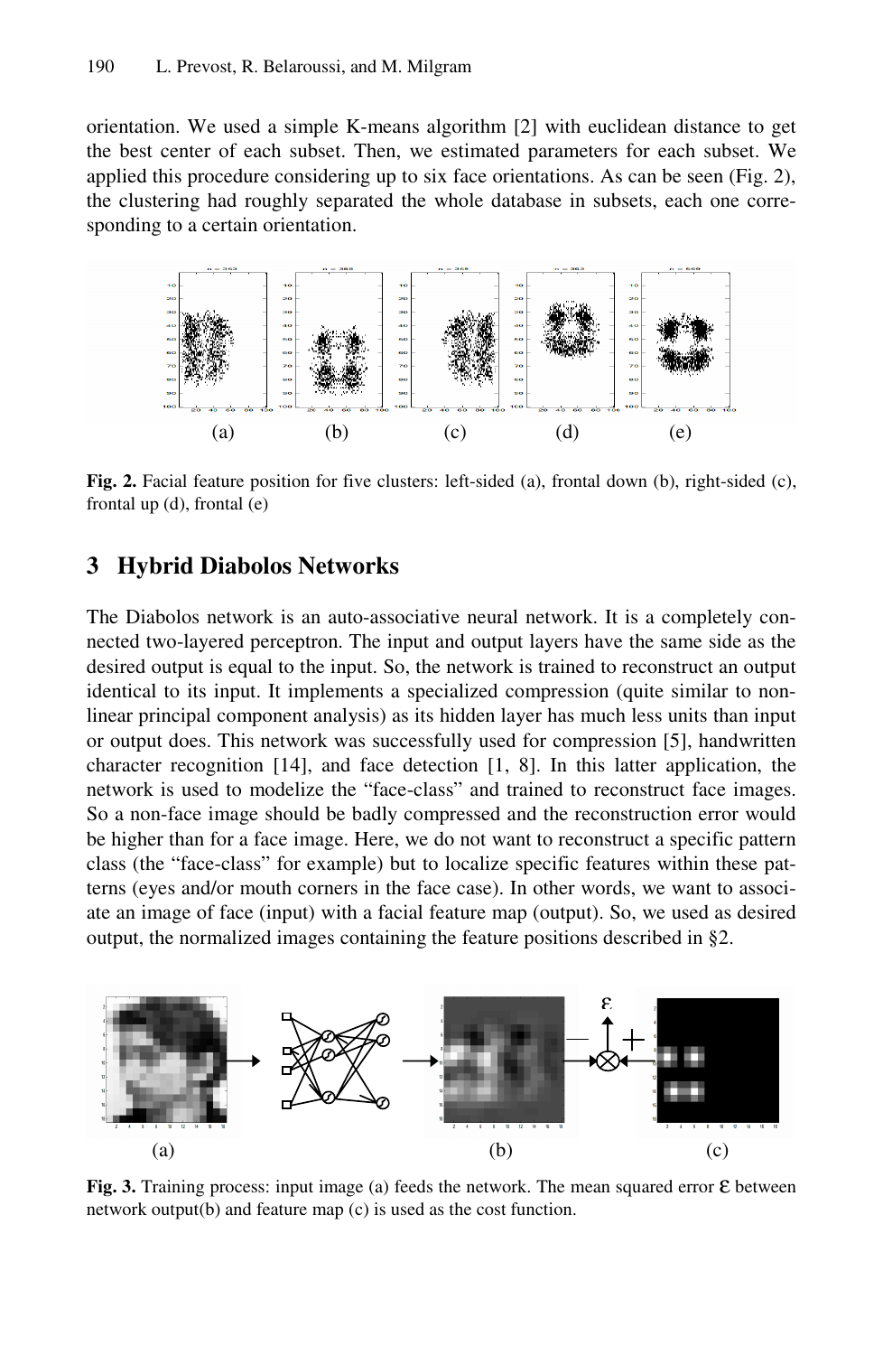orientation. We used a simple K-means algorithm [2] with euclidean distance to get the best center of each subset. Then, we estimated parameters for each subset. We applied this procedure considering up to six face orientations. As can be seen (Fig. 2), the clustering had roughly separated the whole database in subsets, each one corresponding to a certain orientation.

**Fig. 2.** Facial feature position for five clusters: left-sided (a), frontal down (b), right-sided (c), frontal up (d), frontal (e)

## 3 Hybrid Diabolos Networks

The Diabolos network is an auto-associative neural network. It is a completely connected two-layered perceptron. The input and output layers have the same side as the desired output is equal to the input. So, the network is trained to reconstruct an output identical to its input. It implements a specialized compression (quite similar to non-linear principal component analysis) as its hidden layer has much less units than input or output does. This network was successfully used for compression [5], handwritten character recognition [14], and face detection [1, 8]. In this latter application, the network is used to modelize the "face-class" and trained to reconstruct face images. So a non-face image should be badly compressed and the reconstruction error would be higher than for a face image. Here, we do not want to reconstruct a specific pattern class (the "face-class" for example) but to localize specific features within these patterns (eyes and/or mouth corners in the face case). In other words, we want to associate an image of face (input) with a facial feature map (output). So, we used as desired output, the normalized images containing the feature positions described in §2.

**Fig. 3.** Training process: input image (a) feeds the network. The mean squared error $\varepsilon$ between network output(b) and feature map (c) is used as the cost function.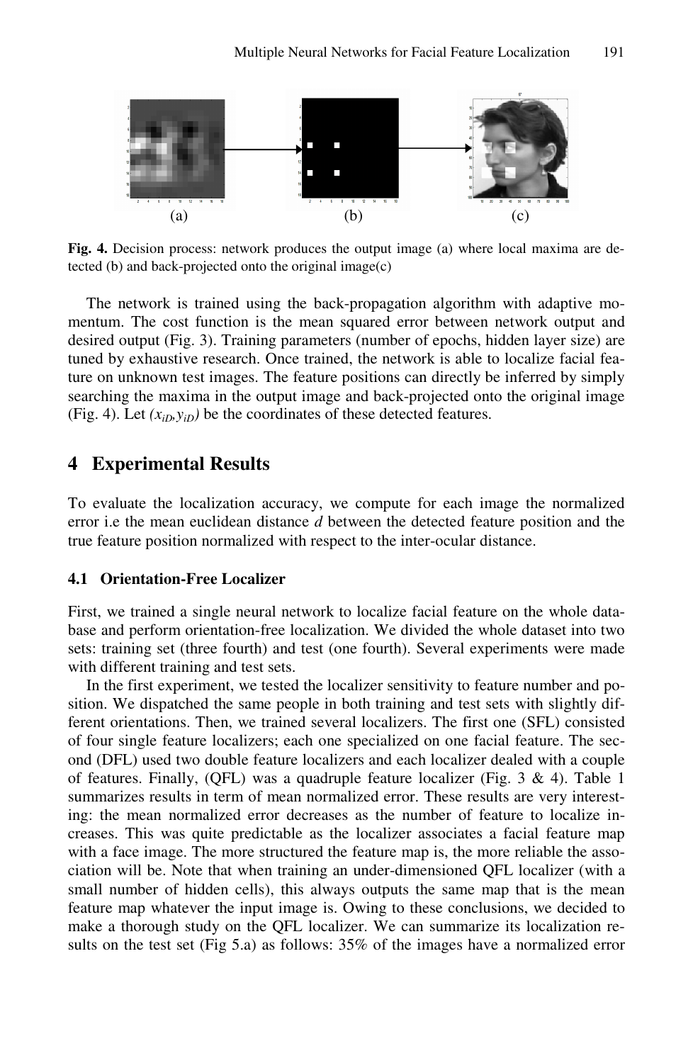(a) (b) (c)

**Fig. 4.** Decision process: network produces the output image (a) where local maxima are detected (b) and back-projected onto the original image(c)

The network is trained using the back-propagation algorithm with adaptive momentum. The cost function is the mean squared error between network output and desired output (Fig. 3). Training parameters (number of epochs, hidden layer size) are tuned by exhaustive research. Once trained, the network is able to localize facial feature on unknown test images. The feature positions can directly be inferred by simply searching the maxima in the output image and back-projected onto the original image (Fig. 4). Let $(x_{iD}, y_{iD})$ be the coordinates of these detected features.

## 4 Experimental Results

To evaluate the localization accuracy, we compute for each image the normalized error i.e the mean euclidean distance $d$ between the detected feature position and the true feature position normalized with respect to the inter-ocular distance.

### 4.1 Orientation-Free Localizer

First, we trained a single neural network to localize facial feature on the whole database and perform orientation-free localization. We divided the whole dataset into two sets: training set (three fourth) and test (one fourth). Several experiments were made with different training and test sets.

In the first experiment, we tested the localizer sensitivity to feature number and position. We dispatched the same people in both training and test sets with slightly different orientations. Then, we trained several localizers. The first one (SFL) consisted of four single feature localizers; each one specialized on one facial feature. The second (DFL) used two double feature localizers and each localizer dealed with a couple of features. Finally, (QFL) was a quadruple feature localizer (Fig. 3 & 4). Table 1 summarizes results in term of mean normalized error. These results are very interesting: the mean normalized error decreases as the number of feature to localize increases. This was quite predictable as the localizer associates a facial feature map with a face image. The more structured the feature map is, the more reliable the association will be. Note that when training an under-dimensioned QFL localizer (with a small number of hidden cells), this always outputs the same map that is the mean feature map whatever the input image is. Owing to these conclusions, we decided to make a thorough study on the QFL localizer. We can summarize its localization results on the test set (Fig 5.a) as follows: 35% of the images have a normalized error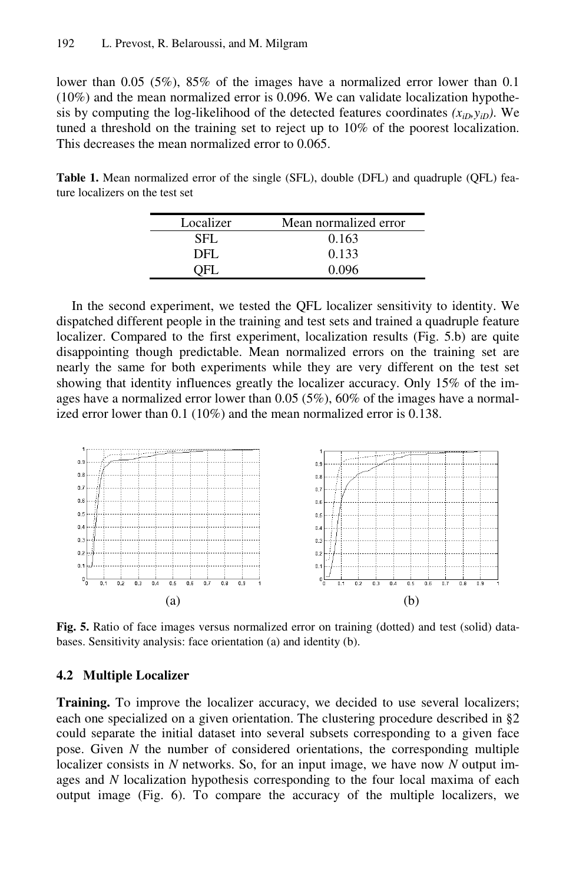lower than 0.05 (5%), 85% of the images have a normalized error lower than 0.1 (10%) and the mean normalized error is 0.096. We can validate localization hypothesis by computing the log-likelihood of the detected features coordinates $(x_{iD}, y_{iD})$. We tuned a threshold on the training set to reject up to 10% of the poorest localization. This decreases the mean normalized error to 0.065.

**Table 1.** Mean normalized error of the single (SFL), double (DFL) and quadruple (QFL) feature localizers on the test set

| Localizer | Mean normalized error |
|---|---|
| SFL | 0.163 |
| DFL | 0.133 |
| QFL | 0.096 |

In the second experiment, we tested the QFL localizer sensitivity to identity. We dispatched different people in the training and test sets and trained a quadruple feature localizer. Compared to the first experiment, localization results (Fig. 5.b) are quite disappointing though predictable. Mean normalized errors on the training set are nearly the same for both experiments while they are very different on the test set showing that identity influences greatly the localizer accuracy. Only 15% of the images have a normalized error lower than 0.05 (5%), 60% of the images have a normalized error lower than 0.1 (10%) and the mean normalized error is 0.138.

(a) (b)

**Fig. 5.** Ratio of face images versus normalized error on training (dotted) and test (solid) databases. Sensitivity analysis: face orientation (a) and identity (b).

### 4.2 Multiple Localizer

**Training.** To improve the localizer accuracy, we decided to use several localizers; each one specialized on a given orientation. The clustering procedure described in §2 could separate the initial dataset into several subsets corresponding to a given face pose. Given $N$ the number of considered orientations, the corresponding multiple localizer consists in $N$ networks. So, for an input image, we have now $N$ output images and $N$ localization hypothesis corresponding to the four local maxima of each output image (Fig. 6). To compare the accuracy of the multiple localizers, we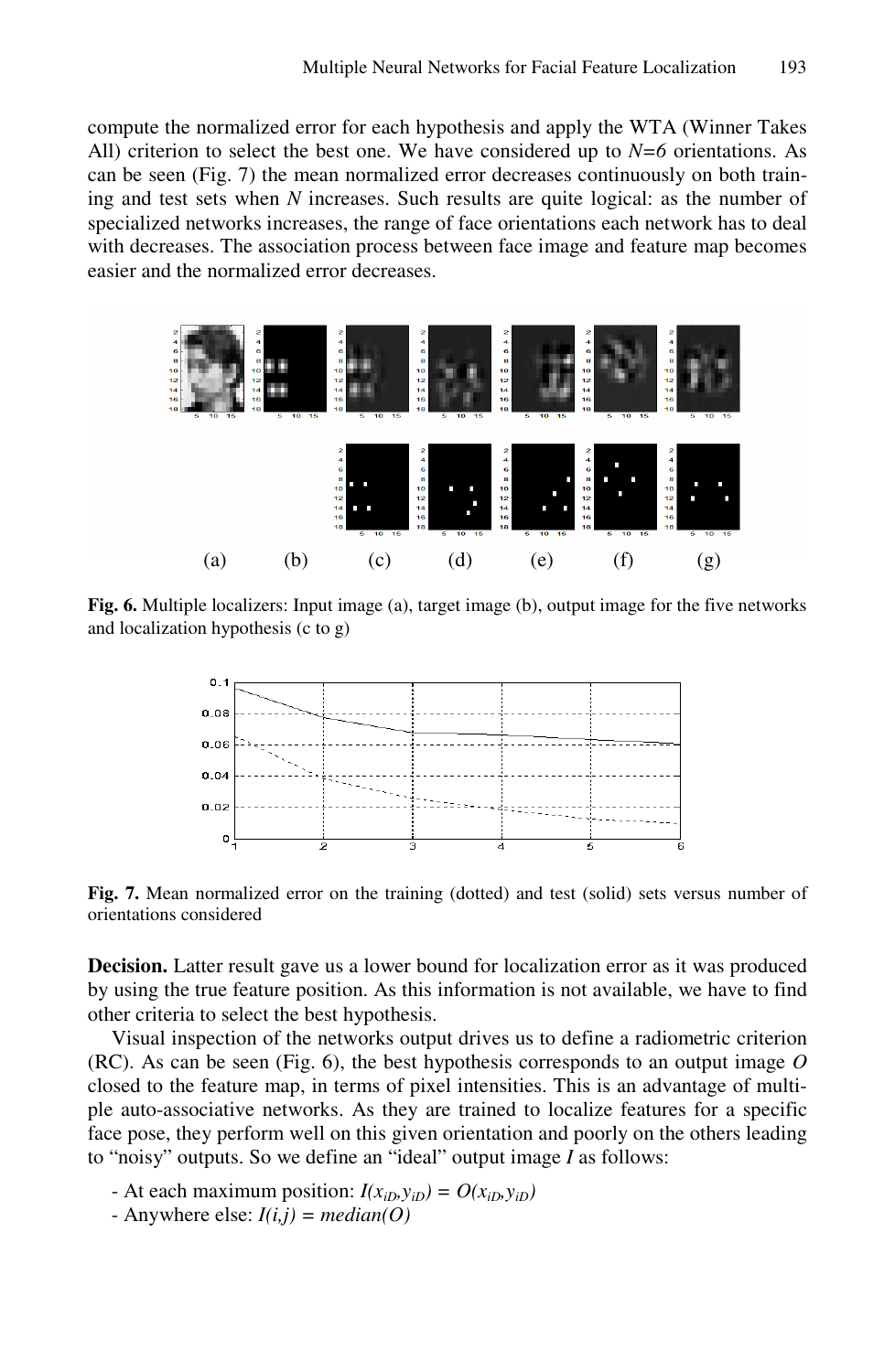compute the normalized error for each hypothesis and apply the WTA (Winner Takes All) criterion to select the best one. We have considered up to $N=6$ orientations. As can be seen (Fig. 7) the mean normalized error decreases continuously on both training and test sets when $N$ increases. Such results are quite logical: as the number of specialized networks increases, the range of face orientations each network has to deal with decreases. The association process between face image and feature map becomes easier and the normalized error decreases.

**Fig. 6.** Multiple localizers: Input image (a), target image (b), output image for the five networks and localization hypothesis (c to g)

**Fig. 7.** Mean normalized error on the training (dotted) and test (solid) sets versus number of orientations considered

**Decision.** Latter result gave us a lower bound for localization error as it was produced by using the true feature position. As this information is not available, we have to find other criteria to select the best hypothesis.

Visual inspection of the networks output drives us to define a radiometric criterion (RC). As can be seen (Fig. 6), the best hypothesis corresponds to an output image $O$ closed to the feature map, in terms of pixel intensities. This is an advantage of multiple auto-associative networks. As they are trained to localize features for a specific face pose, they perform well on this given orientation and poorly on the others leading to "noisy" outputs. So we define an "ideal" output image $I$ as follows:

- At each maximum position: $I(x_{iD},y_{iD}) = O(x_{iD},y_{iD})$
- Anywhere else: $I(i,j) = median(O)$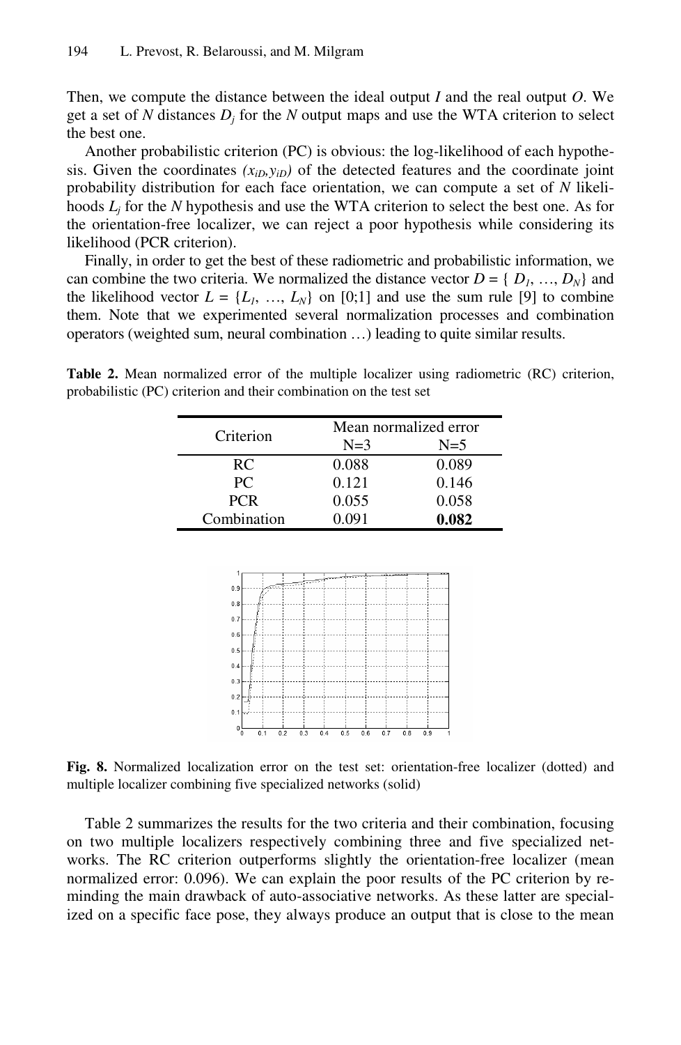Then, we compute the distance between the ideal output $I$ and the real output $O$. We get a set of $N$ distances $D_j$ for the $N$ output maps and use the WTA criterion to select the best one.

Another probabilistic criterion (PC) is obvious: the log-likelihood of each hypothesis. Given the coordinates $(x_{iD}, y_{iD})$ of the detected features and the coordinate joint probability distribution for each face orientation, we can compute a set of $N$ likelihoods $L_j$ for the $N$ hypothesis and use the WTA criterion to select the best one. As for the orientation-free localizer, we can reject a poor hypothesis while considering its likelihood (PCR criterion).

Finally, in order to get the best of these radiometric and probabilistic information, we can combine the two criteria. We normalized the distance vector $D = \{ D_1, \ldots, D_N\}$ and the likelihood vector $L = \{L_1, \ldots, L_N\}$ on [0;1] and use the sum rule [9] to combine them. Note that we experimented several normalization processes and combination operators (weighted sum, neural combination …) leading to quite similar results.

**Table 2.** Mean normalized error of the multiple localizer using radiometric (RC) criterion, probabilistic (PC) criterion and their combination on the test set

| Criterion | Mean normalized error | |
|---|---|---|
| | N=3 | N=5 |
| RC | 0.088 | 0.089 |
| PC | 0.121 | 0.146 |
| PCR | 0.055 | 0.058 |
| Combination | 0.091 | **0.082** |

**Fig. 8.** Normalized localization error on the test set: orientation-free localizer (dotted) and multiple localizer combining five specialized networks (solid)

Table 2 summarizes the results for the two criteria and their combination, focusing on two multiple localizers respectively combining three and five specialized networks. The RC criterion outperforms slightly the orientation-free localizer (mean normalized error: 0.096). We can explain the poor results of the PC criterion by reminding the main drawback of auto-associative networks. As these latter are specialized on a specific face pose, they always produce an output that is close to the mean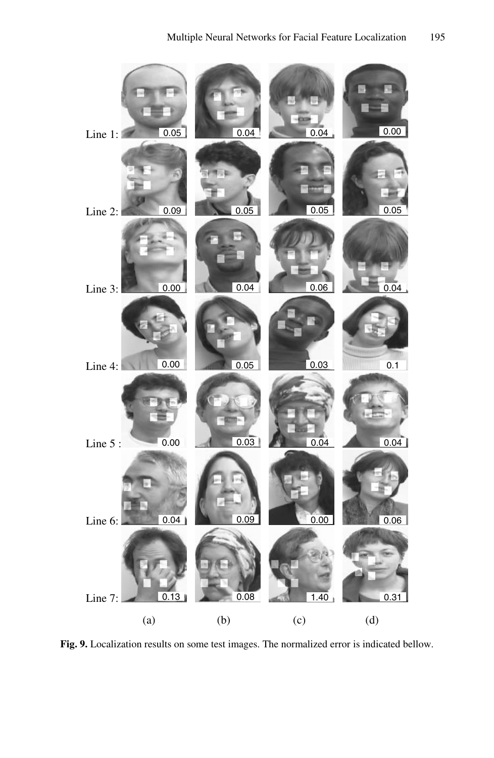Line 1: 0.05 0.04 0.04 0.00

Line 2: 0.09 0.05 0.05 0.05

Line 3: 0.00 0.04 0.06 0.04

Line 4: 0.00 0.05 0.03 0.1

Line 5 : 0.00 0.03 0.04 0.04

Line 6: 0.04 0.09 0.00 0.06

Line 7: 0.13 0.08 1.40 0.31

(a) (b) (c) (d)

**Fig. 9.** Localization results on some test images. The normalized error is indicated bellow.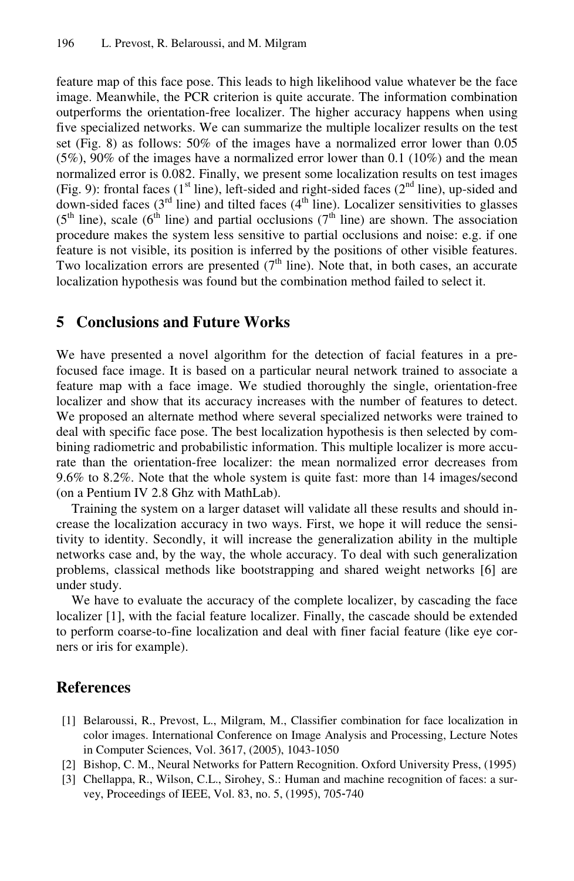feature map of this face pose. This leads to high likelihood value whatever be the face image. Meanwhile, the PCR criterion is quite accurate. The information combination outperforms the orientation-free localizer. The higher accuracy happens when using five specialized networks. We can summarize the multiple localizer results on the test set (Fig. 8) as follows: 50% of the images have a normalized error lower than 0.05 (5%), 90% of the images have a normalized error lower than 0.1 (10%) and the mean normalized error is 0.082. Finally, we present some localization results on test images (Fig. 9): frontal faces (1st line), left-sided and right-sided faces (2nd line), up-sided and down-sided faces (3rd line) and tilted faces (4th line). Localizer sensitivities to glasses (5th line), scale (6th line) and partial occlusions (7th line) are shown. The association procedure makes the system less sensitive to partial occlusions and noise: e.g. if one feature is not visible, its position is inferred by the positions of other visible features. Two localization errors are presented (7th line). Note that, in both cases, an accurate localization hypothesis was found but the combination method failed to select it.

## 5 Conclusions and Future Works

We have presented a novel algorithm for the detection of facial features in a pre-focused face image. It is based on a particular neural network trained to associate a feature map with a face image. We studied thoroughly the single, orientation-free localizer and show that its accuracy increases with the number of features to detect. We proposed an alternate method where several specialized networks were trained to deal with specific face pose. The best localization hypothesis is then selected by combining radiometric and probabilistic information. This multiple localizer is more accurate than the orientation-free localizer: the mean normalized error decreases from 9.6% to 8.2%. Note that the whole system is quite fast: more than 14 images/second (on a Pentium IV 2.8 Ghz with MathLab).

Training the system on a larger dataset will validate all these results and should increase the localization accuracy in two ways. First, we hope it will reduce the sensitivity to identity. Secondly, it will increase the generalization ability in the multiple networks case and, by the way, the whole accuracy. To deal with such generalization problems, classical methods like bootstrapping and shared weight networks [6] are under study.

We have to evaluate the accuracy of the complete localizer, by cascading the face localizer [1], with the facial feature localizer. Finally, the cascade should be extended to perform coarse-to-fine localization and deal with finer facial feature (like eye corners or iris for example).

## References

[1] Belaroussi, R., Prevost, L., Milgram, M., Classifier combination for face localization in color images. International Conference on Image Analysis and Processing, Lecture Notes in Computer Sciences, Vol. 3617, (2005), 1043-1050

[2] Bishop, C. M., Neural Networks for Pattern Recognition. Oxford University Press, (1995)

[3] Chellappa, R., Wilson, C.L., Sirohey, S.: Human and machine recognition of faces: a survey, Proceedings of IEEE, Vol. 83, no. 5, (1995), 705-740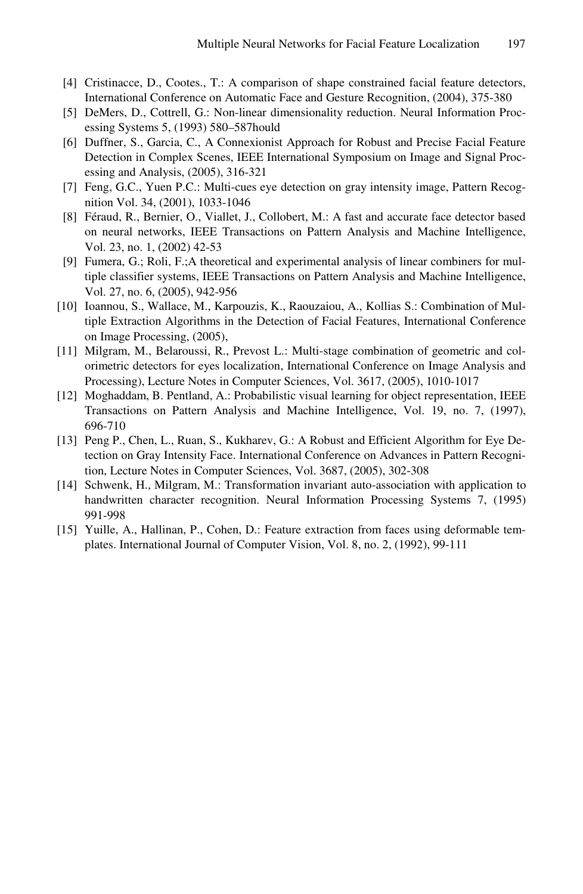[4] Cristinacce, D., Cootes., T.: A comparison of shape constrained facial feature detectors, International Conference on Automatic Face and Gesture Recognition, (2004), 375-380

[5] DeMers, D., Cottrell, G.: Non-linear dimensionality reduction. Neural Information Processing Systems 5, (1993) 580–587hould

[6] Duffner, S., Garcia, C., A Connexionist Approach for Robust and Precise Facial Feature Detection in Complex Scenes, IEEE International Symposium on Image and Signal Processing and Analysis, (2005), 316-321

[7] Feng, G.C., Yuen P.C.: Multi-cues eye detection on gray intensity image, Pattern Recognition Vol. 34, (2001), 1033-1046

[8] Féraud, R., Bernier, O., Viallet, J., Collobert, M.: A fast and accurate face detector based on neural networks, IEEE Transactions on Pattern Analysis and Machine Intelligence, Vol. 23, no. 1, (2002) 42-53

[9] Fumera, G.; Roli, F.;A theoretical and experimental analysis of linear combiners for multiple classifier systems, IEEE Transactions on Pattern Analysis and Machine Intelligence, Vol. 27, no. 6, (2005), 942-956

[10] Ioannou, S., Wallace, M., Karpouzis, K., Raouzaiou, A., Kollias S.: Combination of Multiple Extraction Algorithms in the Detection of Facial Features, International Conference on Image Processing, (2005),

[11] Milgram, M., Belaroussi, R., Prevost L.: Multi-stage combination of geometric and colorimetric detectors for eyes localization, International Conference on Image Analysis and Processing), Lecture Notes in Computer Sciences, Vol. 3617, (2005), 1010-1017

[12] Moghaddam, B. Pentland, A.: Probabilistic visual learning for object representation, IEEE Transactions on Pattern Analysis and Machine Intelligence, Vol. 19, no. 7, (1997), 696-710

[13] Peng P., Chen, L., Ruan, S., Kukharev, G.: A Robust and Efficient Algorithm for Eye Detection on Gray Intensity Face. International Conference on Advances in Pattern Recognition, Lecture Notes in Computer Sciences, Vol. 3687, (2005), 302-308

[14] Schwenk, H., Milgram, M.: Transformation invariant auto-association with application to handwritten character recognition. Neural Information Processing Systems 7, (1995) 991-998

[15] Yuille, A., Hallinan, P., Cohen, D.: Feature extraction from faces using deformable templates. International Journal of Computer Vision, Vol. 8, no. 2, (1992), 99-111